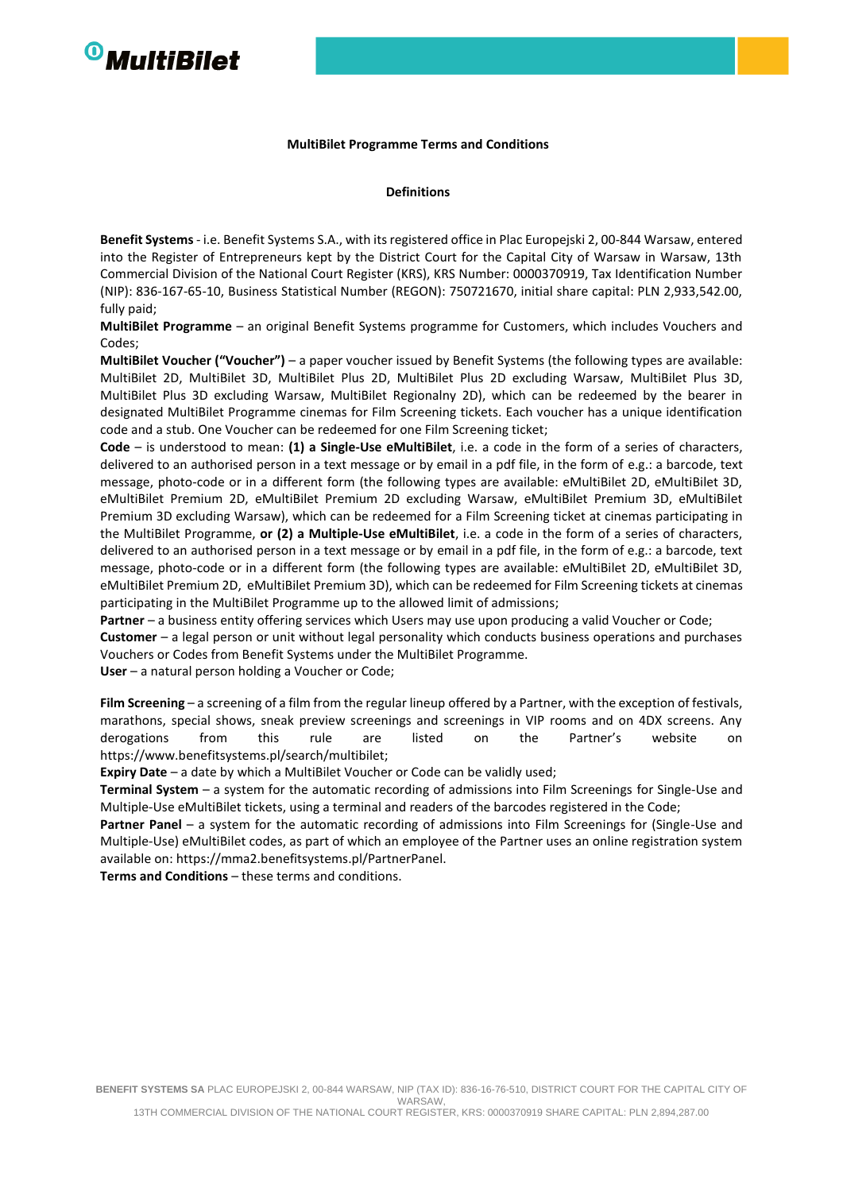## MultiBilet Programme Terms and Conditions

### Definitions

**Benefit Systems** - i.e. Benefit Systems S.A., with its registered office in Plac Europejski 2, 00-844 Warsaw, entered into the Register of Entrepreneurs kept by the District Court for the Capital City of Warsaw in Warsaw, 13th Commercial Division of the National Court Register (KRS), KRS Number: 0000370919, Tax Identification Number (NIP): 836-167-65-10, Business Statistical Number (REGON): 750721670, initial share capital: PLN 2,933,542.00, fully paid;

**MultiBilet Programme** – an original Benefit Systems programme for Customers, which includes Vouchers and Codes;

**MultiBilet Voucher ("Voucher")** – a paper voucher issued by Benefit Systems (the following types are available: MultiBilet 2D, MultiBilet 3D, MultiBilet Plus 2D, MultiBilet Plus 2D excluding Warsaw, MultiBilet Plus 3D, MultiBilet Plus 3D excluding Warsaw, MultiBilet Regionalny 2D), which can be redeemed by the bearer in designated MultiBilet Programme cinemas for Film Screening tickets. Each voucher has a unique identification code and a stub. One Voucher can be redeemed for one Film Screening ticket;

**Code** – is understood to mean: **(1) a Single-Use eMultiBilet**, i.e. a code in the form of a series of characters, delivered to an authorised person in a text message or by email in a pdf file, in the form of e.g.: a barcode, text message, photo-code or in a different form (the following types are available: eMultiBilet 2D, eMultiBilet 3D, eMultiBilet Premium 2D, eMultiBilet Premium 2D excluding Warsaw, eMultiBilet Premium 3D, eMultiBilet Premium 3D excluding Warsaw), which can be redeemed for a Film Screening ticket at cinemas participating in the MultiBilet Programme, **or (2) a Multiple-Use eMultiBilet**, i.e. a code in the form of a series of characters, delivered to an authorised person in a text message or by email in a pdf file, in the form of e.g.: a barcode, text message, photo-code or in a different form (the following types are available: eMultiBilet 2D, eMultiBilet 3D, eMultiBilet Premium 2D, eMultiBilet Premium 3D), which can be redeemed for Film Screening tickets at cinemas participating in the MultiBilet Programme up to the allowed limit of admissions;

**Partner** – a business entity offering services which Users may use upon producing a valid Voucher or Code;

**Customer** – a legal person or unit without legal personality which conducts business operations and purchases Vouchers or Codes from Benefit Systems under the MultiBilet Programme.

**User** – a natural person holding a Voucher or Code;

**Film Screening** – a screening of a film from the regular lineup offered by a Partner, with the exception of festivals, marathons, special shows, sneak preview screenings and screenings in VIP rooms and on 4DX screens. Any derogations from this rule are listed on the Partner's website on https://www.benefitsystems.pl/search/multibilet;

**Expiry Date** – a date by which a MultiBilet Voucher or Code can be validly used;

**Terminal System** – a system for the automatic recording of admissions into Film Screenings for Single-Use and Multiple-Use eMultiBilet tickets, using a terminal and readers of the barcodes registered in the Code;

**Partner Panel** – a system for the automatic recording of admissions into Film Screenings for (Single-Use and Multiple-Use) eMultiBilet codes, as part of which an employee of the Partner uses an online registration system available on: https://mma2.benefitsystems.pl/PartnerPanel.

**Terms and Conditions** – these terms and conditions.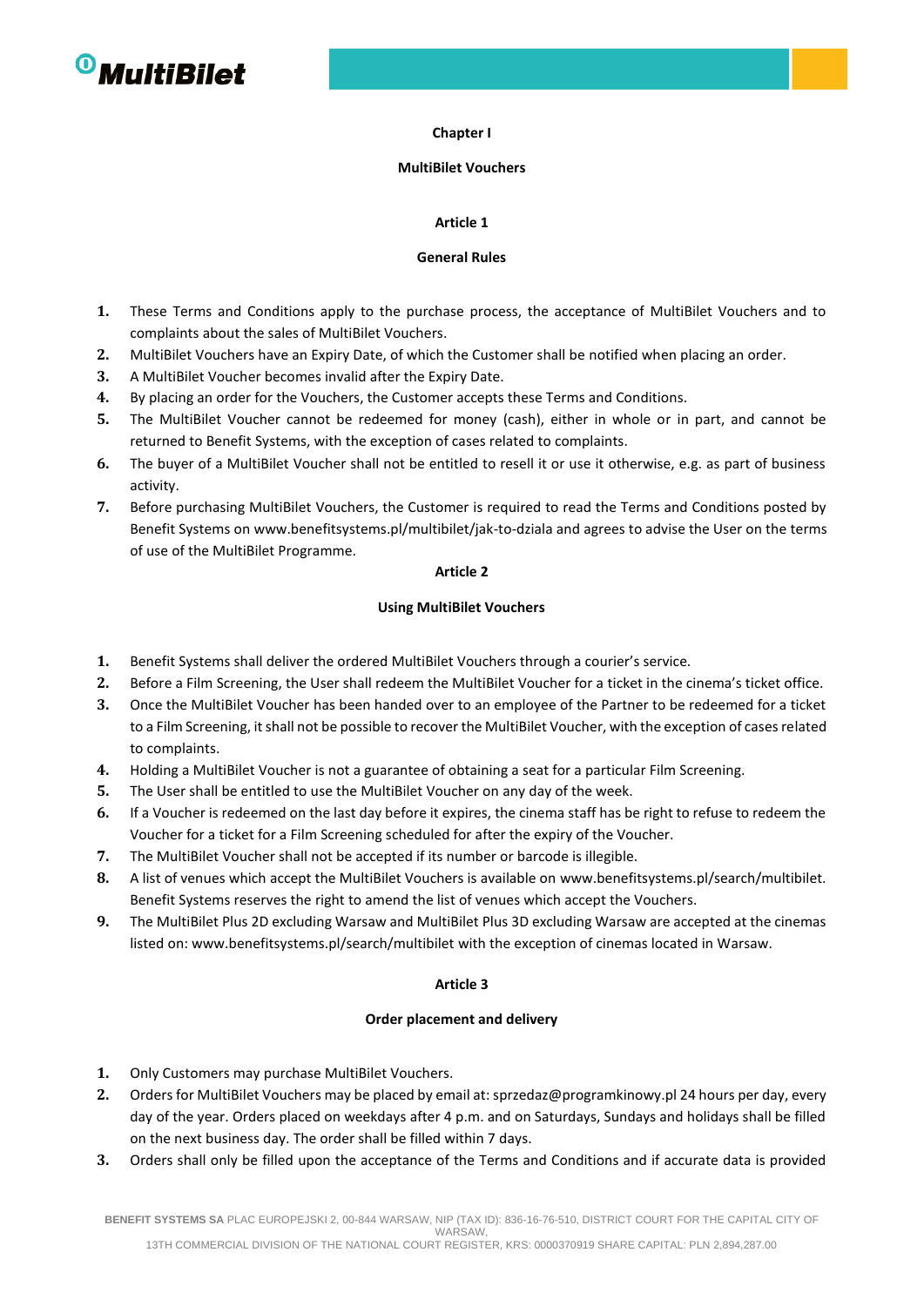## Chapter I

## MultiBilet Vouchers

### Article 1

### General Rules

1. These Terms and Conditions apply to the purchase process, the acceptance of MultiBilet Vouchers and to complaints about the sales of MultiBilet Vouchers.
2. MultiBilet Vouchers have an Expiry Date, of which the Customer shall be notified when placing an order.
3. A MultiBilet Voucher becomes invalid after the Expiry Date.
4. By placing an order for the Vouchers, the Customer accepts these Terms and Conditions.
5. The MultiBilet Voucher cannot be redeemed for money (cash), either in whole or in part, and cannot be returned to Benefit Systems, with the exception of cases related to complaints.
6. The buyer of a MultiBilet Voucher shall not be entitled to resell it or use it otherwise, e.g. as part of business activity.
7. Before purchasing MultiBilet Vouchers, the Customer is required to read the Terms and Conditions posted by Benefit Systems on www.benefitsystems.pl/multibilet/jak-to-dziala and agrees to advise the User on the terms of use of the MultiBilet Programme.

### Article 2

### Using MultiBilet Vouchers

1. Benefit Systems shall deliver the ordered MultiBilet Vouchers through a courier's service.
2. Before a Film Screening, the User shall redeem the MultiBilet Voucher for a ticket in the cinema's ticket office.
3. Once the MultiBilet Voucher has been handed over to an employee of the Partner to be redeemed for a ticket to a Film Screening, it shall not be possible to recover the MultiBilet Voucher, with the exception of cases related to complaints.
4. Holding a MultiBilet Voucher is not a guarantee of obtaining a seat for a particular Film Screening.
5. The User shall be entitled to use the MultiBilet Voucher on any day of the week.
6. If a Voucher is redeemed on the last day before it expires, the cinema staff has be right to refuse to redeem the Voucher for a ticket for a Film Screening scheduled for after the expiry of the Voucher.
7. The MultiBilet Voucher shall not be accepted if its number or barcode is illegible.
8. A list of venues which accept the MultiBilet Vouchers is available on www.benefitsystems.pl/search/multibilet. Benefit Systems reserves the right to amend the list of venues which accept the Vouchers.
9. The MultiBilet Plus 2D excluding Warsaw and MultiBilet Plus 3D excluding Warsaw are accepted at the cinemas listed on: www.benefitsystems.pl/search/multibilet with the exception of cinemas located in Warsaw.

### Article 3

### Order placement and delivery

1. Only Customers may purchase MultiBilet Vouchers.
2. Orders for MultiBilet Vouchers may be placed by email at: sprzedaz@programkinowy.pl 24 hours per day, every day of the year. Orders placed on weekdays after 4 p.m. and on Saturdays, Sundays and holidays shall be filled on the next business day. The order shall be filled within 7 days.
3. Orders shall only be filled upon the acceptance of the Terms and Conditions and if accurate data is provided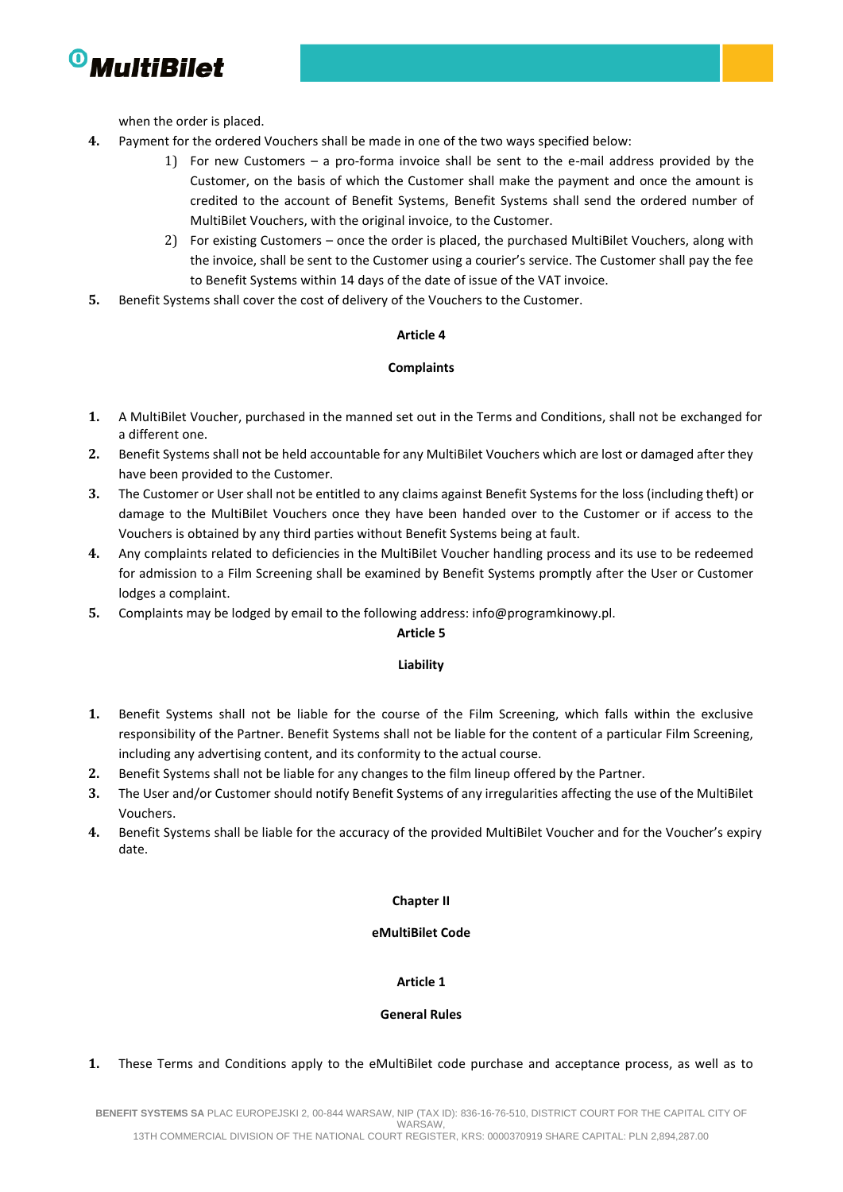when the order is placed.

4. Payment for the ordered Vouchers shall be made in one of the two ways specified below:
    1) For new Customers – a pro-forma invoice shall be sent to the e-mail address provided by the Customer, on the basis of which the Customer shall make the payment and once the amount is credited to the account of Benefit Systems, Benefit Systems shall send the ordered number of MultiBilet Vouchers, with the original invoice, to the Customer.
    2) For existing Customers – once the order is placed, the purchased MultiBilet Vouchers, along with the invoice, shall be sent to the Customer using a courier's service. The Customer shall pay the fee to Benefit Systems within 14 days of the date of issue of the VAT invoice.
5. Benefit Systems shall cover the cost of delivery of the Vouchers to the Customer.

**Article 4**

**Complaints**

1. A MultiBilet Voucher, purchased in the manned set out in the Terms and Conditions, shall not be exchanged for a different one.
2. Benefit Systems shall not be held accountable for any MultiBilet Vouchers which are lost or damaged after they have been provided to the Customer.
3. The Customer or User shall not be entitled to any claims against Benefit Systems for the loss (including theft) or damage to the MultiBilet Vouchers once they have been handed over to the Customer or if access to the Vouchers is obtained by any third parties without Benefit Systems being at fault.
4. Any complaints related to deficiencies in the MultiBilet Voucher handling process and its use to be redeemed for admission to a Film Screening shall be examined by Benefit Systems promptly after the User or Customer lodges a complaint.
5. Complaints may be lodged by email to the following address: info@programkinowy.pl.

**Article 5**

**Liability**

1. Benefit Systems shall not be liable for the course of the Film Screening, which falls within the exclusive responsibility of the Partner. Benefit Systems shall not be liable for the content of a particular Film Screening, including any advertising content, and its conformity to the actual course.
2. Benefit Systems shall not be liable for any changes to the film lineup offered by the Partner.
3. The User and/or Customer should notify Benefit Systems of any irregularities affecting the use of the MultiBilet Vouchers.
4. Benefit Systems shall be liable for the accuracy of the provided MultiBilet Voucher and for the Voucher's expiry date.

## Chapter II

## eMultiBilet Code

**Article 1**

**General Rules**

1. These Terms and Conditions apply to the eMultiBilet code purchase and acceptance process, as well as to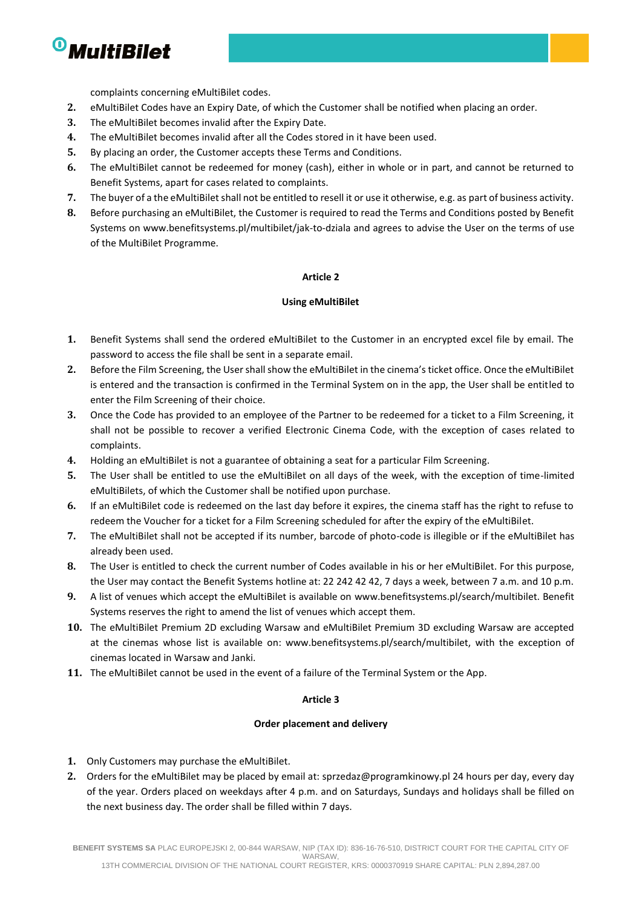complaints concerning eMultiBilet codes.

2. eMultiBilet Codes have an Expiry Date, of which the Customer shall be notified when placing an order.
3. The eMultiBilet becomes invalid after the Expiry Date.
4. The eMultiBilet becomes invalid after all the Codes stored in it have been used.
5. By placing an order, the Customer accepts these Terms and Conditions.
6. The eMultiBilet cannot be redeemed for money (cash), either in whole or in part, and cannot be returned to Benefit Systems, apart for cases related to complaints.
7. The buyer of a the eMultiBilet shall not be entitled to resell it or use it otherwise, e.g. as part of business activity.
8. Before purchasing an eMultiBilet, the Customer is required to read the Terms and Conditions posted by Benefit Systems on www.benefitsystems.pl/multibilet/jak-to-dziala and agrees to advise the User on the terms of use of the MultiBilet Programme.

**Article 2**

**Using eMultiBilet**

1. Benefit Systems shall send the ordered eMultiBilet to the Customer in an encrypted excel file by email. The password to access the file shall be sent in a separate email.
2. Before the Film Screening, the User shall show the eMultiBilet in the cinema's ticket office. Once the eMultiBilet is entered and the transaction is confirmed in the Terminal System on in the app, the User shall be entitled to enter the Film Screening of their choice.
3. Once the Code has provided to an employee of the Partner to be redeemed for a ticket to a Film Screening, it shall not be possible to recover a verified Electronic Cinema Code, with the exception of cases related to complaints.
4. Holding an eMultiBilet is not a guarantee of obtaining a seat for a particular Film Screening.
5. The User shall be entitled to use the eMultiBilet on all days of the week, with the exception of time-limited eMultiBilets, of which the Customer shall be notified upon purchase.
6. If an eMultiBilet code is redeemed on the last day before it expires, the cinema staff has the right to refuse to redeem the Voucher for a ticket for a Film Screening scheduled for after the expiry of the eMultiBilet.
7. The eMultiBilet shall not be accepted if its number, barcode of photo-code is illegible or if the eMultiBilet has already been used.
8. The User is entitled to check the current number of Codes available in his or her eMultiBilet. For this purpose, the User may contact the Benefit Systems hotline at: 22 242 42 42, 7 days a week, between 7 a.m. and 10 p.m.
9. A list of venues which accept the eMultiBilet is available on www.benefitsystems.pl/search/multibilet. Benefit Systems reserves the right to amend the list of venues which accept them.
10. The eMultiBilet Premium 2D excluding Warsaw and eMultiBilet Premium 3D excluding Warsaw are accepted at the cinemas whose list is available on: www.benefitsystems.pl/search/multibilet, with the exception of cinemas located in Warsaw and Janki.
11. The eMultiBilet cannot be used in the event of a failure of the Terminal System or the App.

**Article 3**

**Order placement and delivery**

1. Only Customers may purchase the eMultiBilet.
2. Orders for the eMultiBilet may be placed by email at: sprzedaz@programkinowy.pl 24 hours per day, every day of the year. Orders placed on weekdays after 4 p.m. and on Saturdays, Sundays and holidays shall be filled on the next business day. The order shall be filled within 7 days.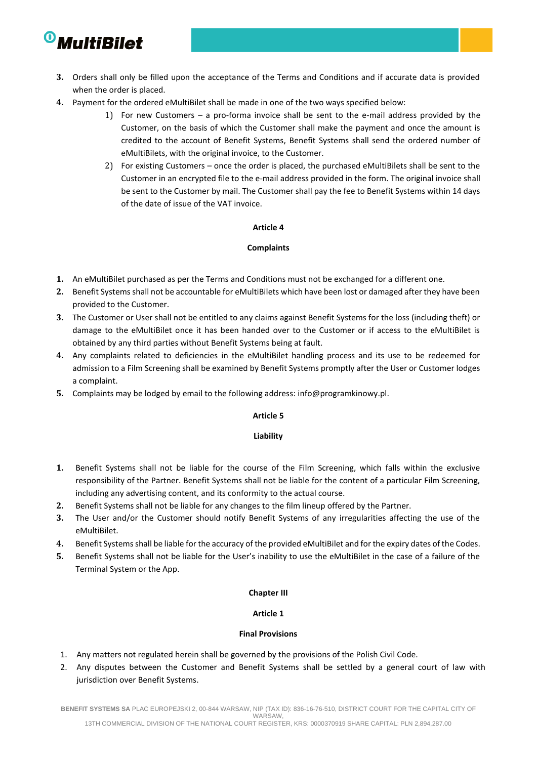3. Orders shall only be filled upon the acceptance of the Terms and Conditions and if accurate data is provided when the order is placed.
4. Payment for the ordered eMultiBilet shall be made in one of the two ways specified below:
   1) For new Customers – a pro-forma invoice shall be sent to the e-mail address provided by the Customer, on the basis of which the Customer shall make the payment and once the amount is credited to the account of Benefit Systems, Benefit Systems shall send the ordered number of eMultiBilets, with the original invoice, to the Customer.
   2) For existing Customers – once the order is placed, the purchased eMultiBilets shall be sent to the Customer in an encrypted file to the e-mail address provided in the form. The original invoice shall be sent to the Customer by mail. The Customer shall pay the fee to Benefit Systems within 14 days of the date of issue of the VAT invoice.

**Article 4**

**Complaints**

1. An eMultiBilet purchased as per the Terms and Conditions must not be exchanged for a different one.
2. Benefit Systems shall not be accountable for eMultiBilets which have been lost or damaged after they have been provided to the Customer.
3. The Customer or User shall not be entitled to any claims against Benefit Systems for the loss (including theft) or damage to the eMultiBilet once it has been handed over to the Customer or if access to the eMultiBilet is obtained by any third parties without Benefit Systems being at fault.
4. Any complaints related to deficiencies in the eMultiBilet handling process and its use to be redeemed for admission to a Film Screening shall be examined by Benefit Systems promptly after the User or Customer lodges a complaint.
5. Complaints may be lodged by email to the following address: info@programkinowy.pl.

**Article 5**

**Liability**

1. Benefit Systems shall not be liable for the course of the Film Screening, which falls within the exclusive responsibility of the Partner. Benefit Systems shall not be liable for the content of a particular Film Screening, including any advertising content, and its conformity to the actual course.
2. Benefit Systems shall not be liable for any changes to the film lineup offered by the Partner.
3. The User and/or the Customer should notify Benefit Systems of any irregularities affecting the use of the eMultiBilet.
4. Benefit Systems shall be liable for the accuracy of the provided eMultiBilet and for the expiry dates of the Codes.
5. Benefit Systems shall not be liable for the User's inability to use the eMultiBilet in the case of a failure of the Terminal System or the App.

## Chapter III

**Article 1**

**Final Provisions**

1. Any matters not regulated herein shall be governed by the provisions of the Polish Civil Code.
2. Any disputes between the Customer and Benefit Systems shall be settled by a general court of law with jurisdiction over Benefit Systems.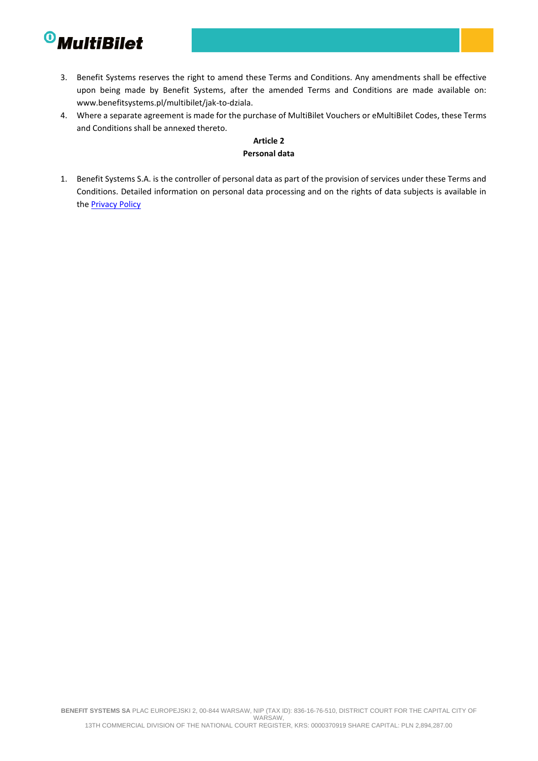3. Benefit Systems reserves the right to amend these Terms and Conditions. Any amendments shall be effective upon being made by Benefit Systems, after the amended Terms and Conditions are made available on: www.benefitsystems.pl/multibilet/jak-to-dziala.
4. Where a separate agreement is made for the purchase of MultiBilet Vouchers or eMultiBilet Codes, these Terms and Conditions shall be annexed thereto.

**Article 2**
**Personal data**

1. Benefit Systems S.A. is the controller of personal data as part of the provision of services under these Terms and Conditions. Detailed information on personal data processing and on the rights of data subjects is available in the Privacy Policy